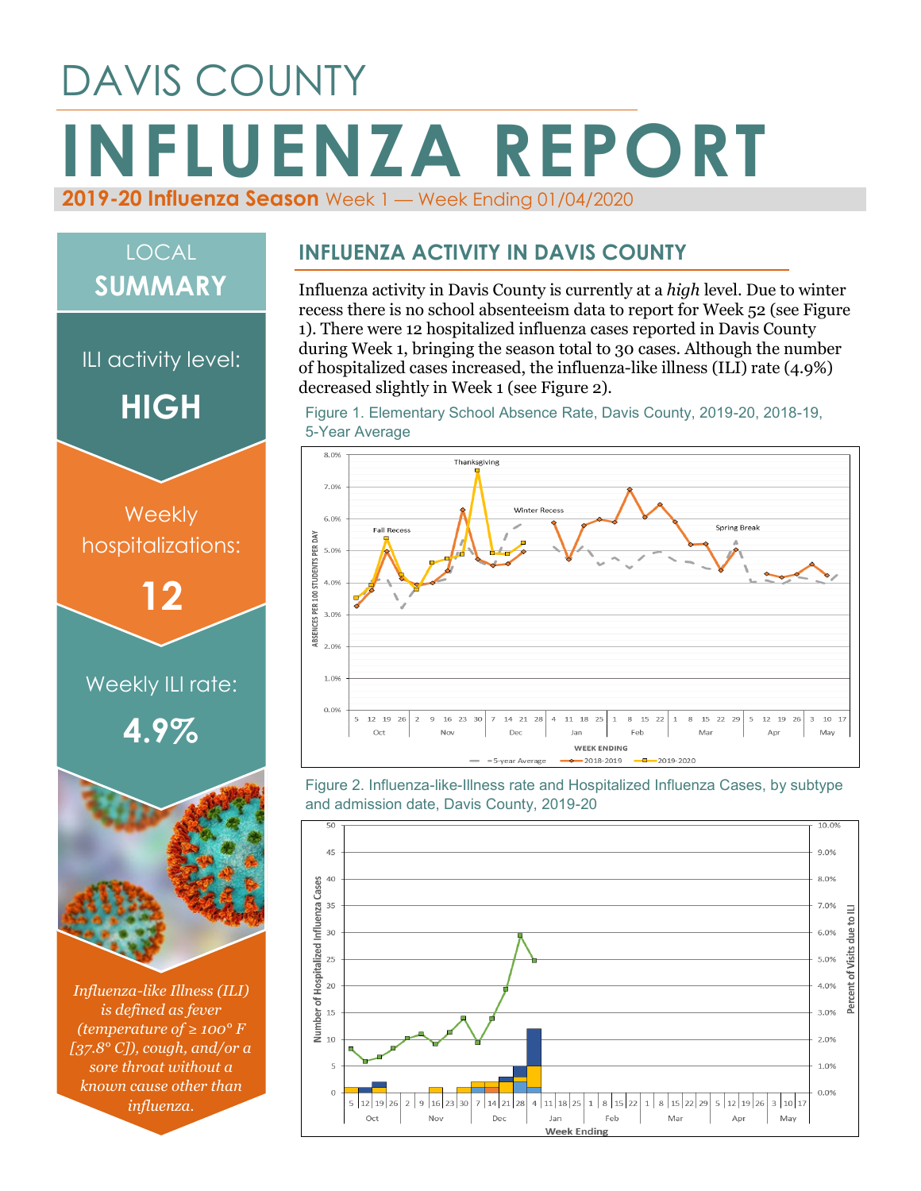# DAVIS COUNTY

# INFLUENZA REPORT

**2019-20 Influenza Season** Week 1 — Week Ending 01/04/2020

## LOCAL SUMMARY

ILI activity level:

**HIGH**

Weekly hospitalizations:

**12**

Weekly ILI rate:

**4.9%**

*Influenza-like Illness (ILI) is defined as fever (temperature of ≥ 100° F [37.8° C]), cough, and/or a sore throat without a known cause other than influenza.*

## INFLUENZA ACTIVITY IN DAVIS COUNTY

Influenza activity in Davis County is currently at a *high* level. Due to winter recess there is no school absenteeism data to report for Week 52 (see Figure 1). There were 12 hospitalized influenza cases reported in Davis County during Week 1, bringing the season total to 30 cases. Although the number of hospitalized cases increased, the influenza-like illness (ILI) rate (4.9%) decreased slightly in Week 1 (see Figure 2).

Figure 1. Elementary School Absence Rate, Davis County, 2019-20, 2018-19, 5-Year Average

Figure 2. Influenza-like-Illness rate and Hospitalized Influenza Cases, by subtype and admission date, Davis County, 2019-20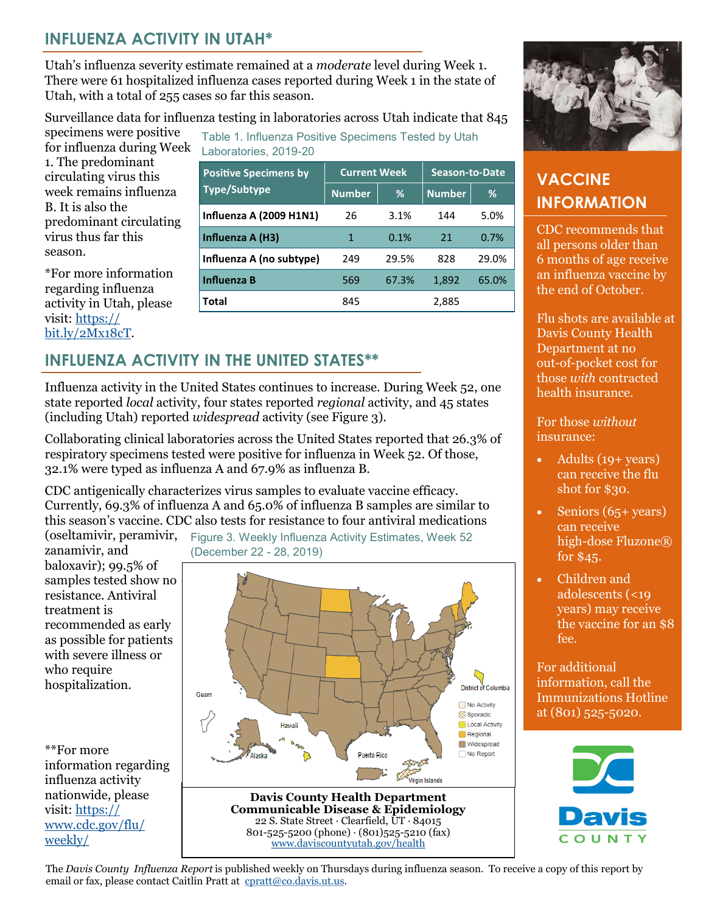## INFLUENZA ACTIVITY IN UTAH*

Utah's influenza severity estimate remained at a *moderate* level during Week 1. There were 61 hospitalized influenza cases reported during Week 1 in the state of Utah, with a total of 255 cases so far this season.

Surveillance data for influenza testing in laboratories across Utah indicate that 845 specimens were positive for influenza during Week 1. The predominant circulating virus this week remains influenza B. It is also the predominant circulating virus thus far this season.

*For more information regarding influenza activity in Utah, please visit: https://bit.ly/2Mx18cT.

Table 1. Influenza Positive Specimens Tested by Utah Laboratories, 2019-20

| Positive Specimens by Type/Subtype | Current Week | | Season-to-Date | |
|---|---|---|---|---|
| | Number | % | Number | % |
| Influenza A (2009 H1N1) | 26 | 3.1% | 144 | 5.0% |
| Influenza A (H3) | 1 | 0.1% | 21 | 0.7% |
| Influenza A (no subtype) | 249 | 29.5% | 828 | 29.0% |
| Influenza B | 569 | 67.3% | 1,892 | 65.0% |
| Total | 845 | | 2,885 | |

## INFLUENZA ACTIVITY IN THE UNITED STATES**

Influenza activity in the United States continues to increase. During Week 52, one state reported *local* activity, four states reported *regional* activity, and 45 states (including Utah) reported *widespread* activity (see Figure 3).

Collaborating clinical laboratories across the United States reported that 26.3% of respiratory specimens tested were positive for influenza in Week 52. Of those, 32.1% were typed as influenza A and 67.9% as influenza B.

CDC antigenically characterizes virus samples to evaluate vaccine efficacy. Currently, 69.3% of influenza A and 65.0% of influenza B samples are similar to this season's vaccine. CDC also tests for resistance to four antiviral medications (oseltamivir, peramivir, zanamivir, and baloxavir); 99.5% of samples tested show no resistance. Antiviral treatment is recommended as early as possible for patients with severe illness or who require hospitalization.

**For more information regarding influenza activity nationwide, please visit: https://www.cdc.gov/flu/weekly/

Figure 3. Weekly Influenza Activity Estimates, Week 52 (December 22 - 28, 2019)

Guam
Hawaii
Alaska
Puerto Rico
Virgin Islands
District of Columbia
No Activity
Sporadic
Local Activity
Regional
Widespread
No Report

**Davis County Health Department**
**Communicable Disease & Epidemiology**
22 S. State Street · Clearfield, UT · 84015
801-525-5200 (phone) · (801)525-5210 (fax)
www.daviscountyutah.gov/health

## VACCINE INFORMATION

CDC recommends that all persons older than 6 months of age receive an influenza vaccine by the end of October.

Flu shots are available at Davis County Health Department at no out-of-pocket cost for those *with* contracted health insurance.

For those *without* insurance:

- Adults (19+ years) can receive the flu shot for $30.
- Seniors (65+ years) can receive high-dose Fluzone® for $45.
- Children and adolescents (<19 years) may receive the vaccine for an $8 fee.

For additional information, call the Immunizations Hotline at (801) 525-5020.

Davis COUNTY

The *Davis County Influenza Report* is published weekly on Thursdays during influenza season. To receive a copy of this report by email or fax, please contact Caitlin Pratt at cpratt@co.davis.ut.us.